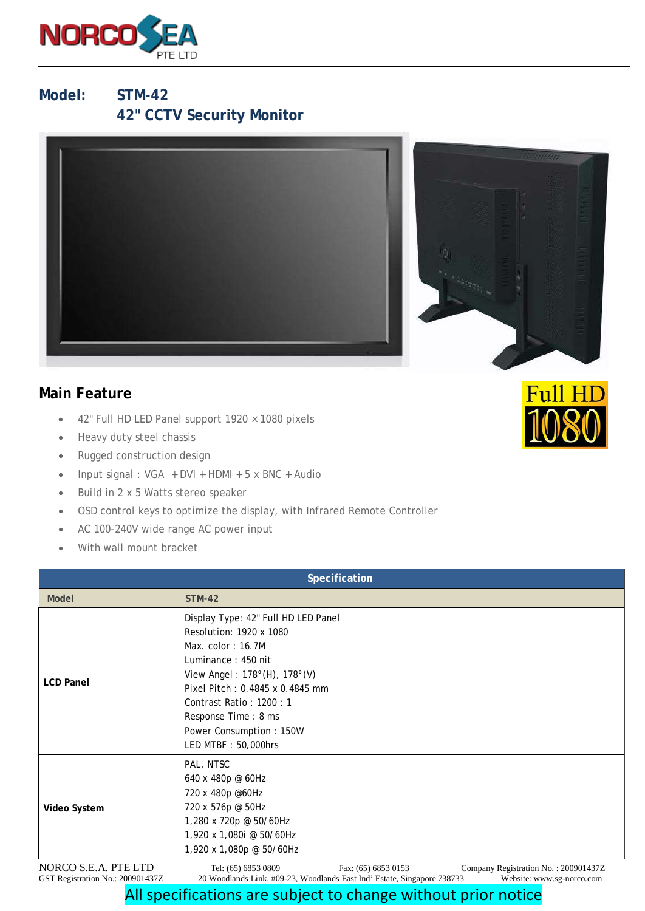NORCO SEA PTE LTD

## Model: STM-42
## 42" CCTV Security Monitor

Full HD 1080

## Main Feature

- 42" Full HD LED Panel support 1920 × 1080 pixels
- Heavy duty steel chassis
- Rugged construction design
- Input signal : VGA + DVI + HDMI + 5 x BNC + Audio
- Build in 2 x 5 Watts stereo speaker
- OSD control keys to optimize the display, with Infrared Remote Controller
- AC 100-240V wide range AC power input
- With wall mount bracket

| Specification | |
|---|---|
| **Model** | **STM-42** |
| **LCD Panel** | Display Type: 42" Full HD LED Panel<br>Resolution: 1920 x 1080<br>Max. color : 16.7M<br>Luminance : 450 nit<br>View Angel : 178°(H), 178°(V)<br>Pixel Pitch : 0.4845 x 0.4845 mm<br>Contrast Ratio : 1200 : 1<br>Response Time : 8 ms<br>Power Consumption : 150W<br>LED MTBF : 50,000hrs |
| **Video System** | PAL, NTSC<br>640 x 480p @ 60Hz<br>720 x 480p @60Hz<br>720 x 576p @ 50Hz<br>1,280 x 720p @ 50/60Hz<br>1,920 x 1,080i @ 50/60Hz<br>1,920 x 1,080p @ 50/60Hz |

NORCO S.E.A. PTE LTD Tel: (65) 6853 0809 Fax: (65) 6853 0153 Company Registration No. : 200901437Z
GST Registration No.: 200901437Z 20 Woodlands Link, #09-23, Woodlands East Ind' Estate, Singapore 738733 Website: www.sg-norco.com

All specifications are subject to change without prior notice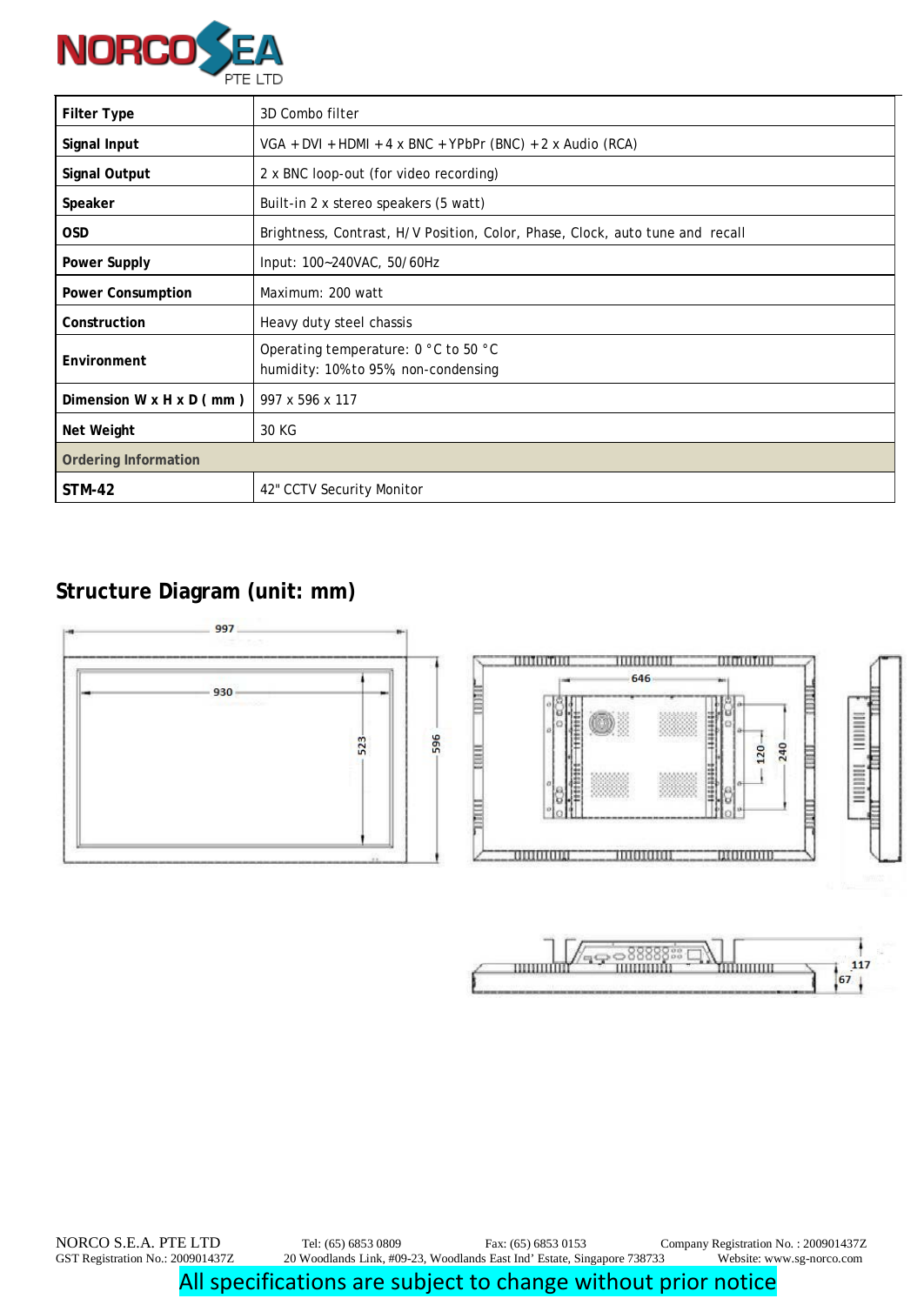| | |
|---|---|
| **Filter Type** | 3D Combo filter |
| **Signal Input** | VGA + DVI + HDMI + 4 x BNC + YPbPr (BNC) + 2 x Audio (RCA) |
| **Signal Output** | 2 x BNC loop-out (for video recording) |
| **Speaker** | Built-in 2 x stereo speakers (5 watt) |
| **OSD** | Brightness, Contrast, H/V Position, Color, Phase, Clock, auto tune and recall |
| **Power Supply** | Input: 100~240VAC, 50/60Hz |
| **Power Consumption** | Maximum: 200 watt |
| **Construction** | Heavy duty steel chassis |
| **Environment** | Operating temperature: 0 °C to 50 °C<br>humidity: 10% to 95%, non-condensing |
| **Dimension W x H x D ( mm )** | 997 x 596 x 117 |
| **Net Weight** | 30 KG |
| **Ordering Information** | |
| **STM-42** | 42" CCTV Security Monitor |

## Structure Diagram (unit: mm)

997
930
523
596
646
120
240
117
67